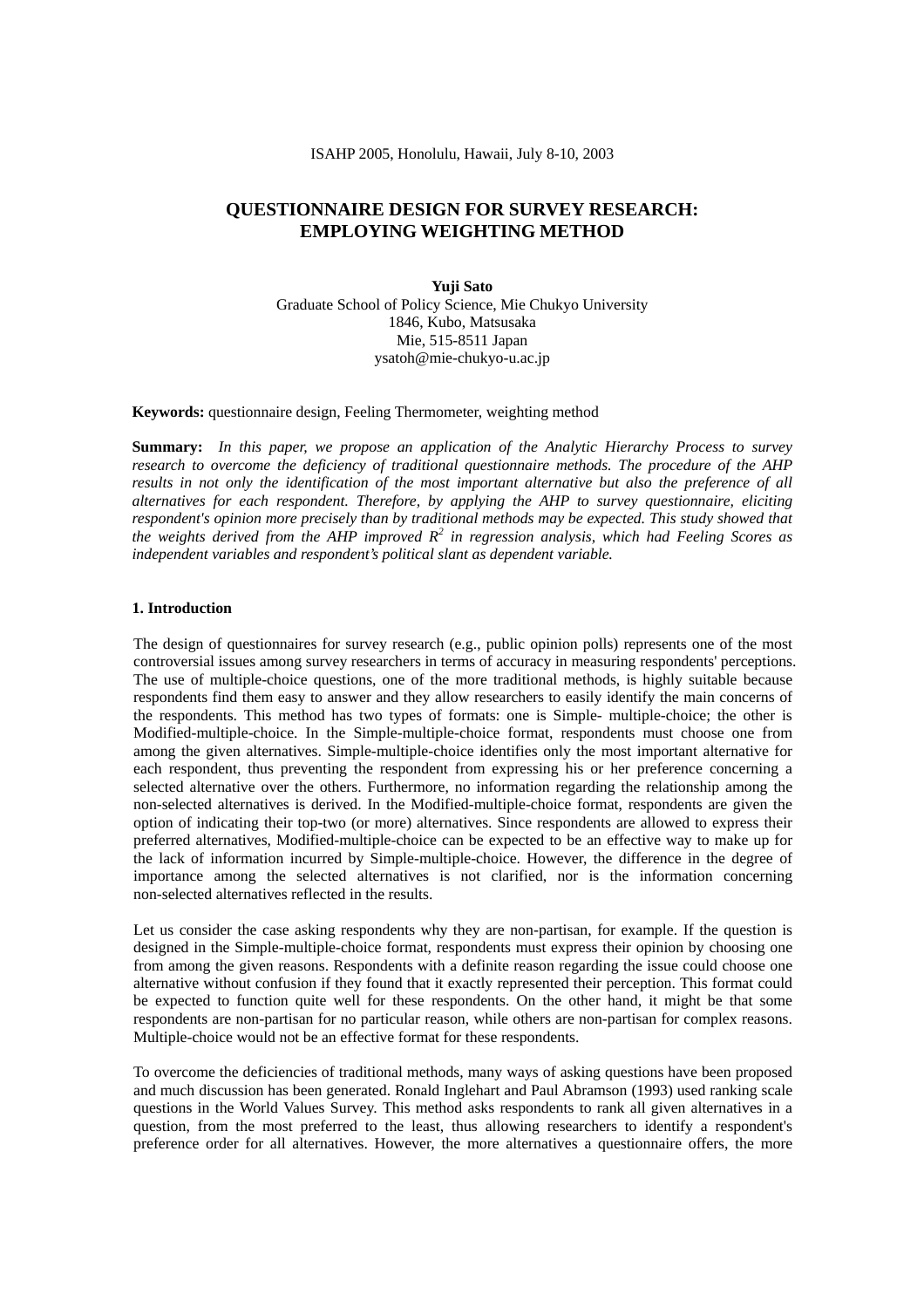ISAHP 2005, Honolulu, Hawaii, July 8-10, 2003

# QUESTIONNAIRE DESIGN FOR SURVEY RESEARCH: EMPLOYING WEIGHTING METHOD

**Yuji Sato**
Graduate School of Policy Science, Mie Chukyo University
1846, Kubo, Matsusaka
Mie, 515-8511 Japan
ysatoh@mie-chukyo-u.ac.jp

**Keywords:** questionnaire design, Feeling Thermometer, weighting method

**Summary:** *In this paper, we propose an application of the Analytic Hierarchy Process to survey research to overcome the deficiency of traditional questionnaire methods. The procedure of the AHP results in not only the identification of the most important alternative but also the preference of all alternatives for each respondent. Therefore, by applying the AHP to survey questionnaire, eliciting respondent's opinion more precisely than by traditional methods may be expected. This study showed that the weights derived from the AHP improved $R^2$ in regression analysis, which had Feeling Scores as independent variables and respondent's political slant as dependent variable.*

## 1. Introduction

The design of questionnaires for survey research (e.g., public opinion polls) represents one of the most controversial issues among survey researchers in terms of accuracy in measuring respondents' perceptions. The use of multiple-choice questions, one of the more traditional methods, is highly suitable because respondents find them easy to answer and they allow researchers to easily identify the main concerns of the respondents. This method has two types of formats: one is Simple- multiple-choice; the other is Modified-multiple-choice. In the Simple-multiple-choice format, respondents must choose one from among the given alternatives. Simple-multiple-choice identifies only the most important alternative for each respondent, thus preventing the respondent from expressing his or her preference concerning a selected alternative over the others. Furthermore, no information regarding the relationship among the non-selected alternatives is derived. In the Modified-multiple-choice format, respondents are given the option of indicating their top-two (or more) alternatives. Since respondents are allowed to express their preferred alternatives, Modified-multiple-choice can be expected to be an effective way to make up for the lack of information incurred by Simple-multiple-choice. However, the difference in the degree of importance among the selected alternatives is not clarified, nor is the information concerning non-selected alternatives reflected in the results.

Let us consider the case asking respondents why they are non-partisan, for example. If the question is designed in the Simple-multiple-choice format, respondents must express their opinion by choosing one from among the given reasons. Respondents with a definite reason regarding the issue could choose one alternative without confusion if they found that it exactly represented their perception. This format could be expected to function quite well for these respondents. On the other hand, it might be that some respondents are non-partisan for no particular reason, while others are non-partisan for complex reasons. Multiple-choice would not be an effective format for these respondents.

To overcome the deficiencies of traditional methods, many ways of asking questions have been proposed and much discussion has been generated. Ronald Inglehart and Paul Abramson (1993) used ranking scale questions in the World Values Survey. This method asks respondents to rank all given alternatives in a question, from the most preferred to the least, thus allowing researchers to identify a respondent's preference order for all alternatives. However, the more alternatives a questionnaire offers, the more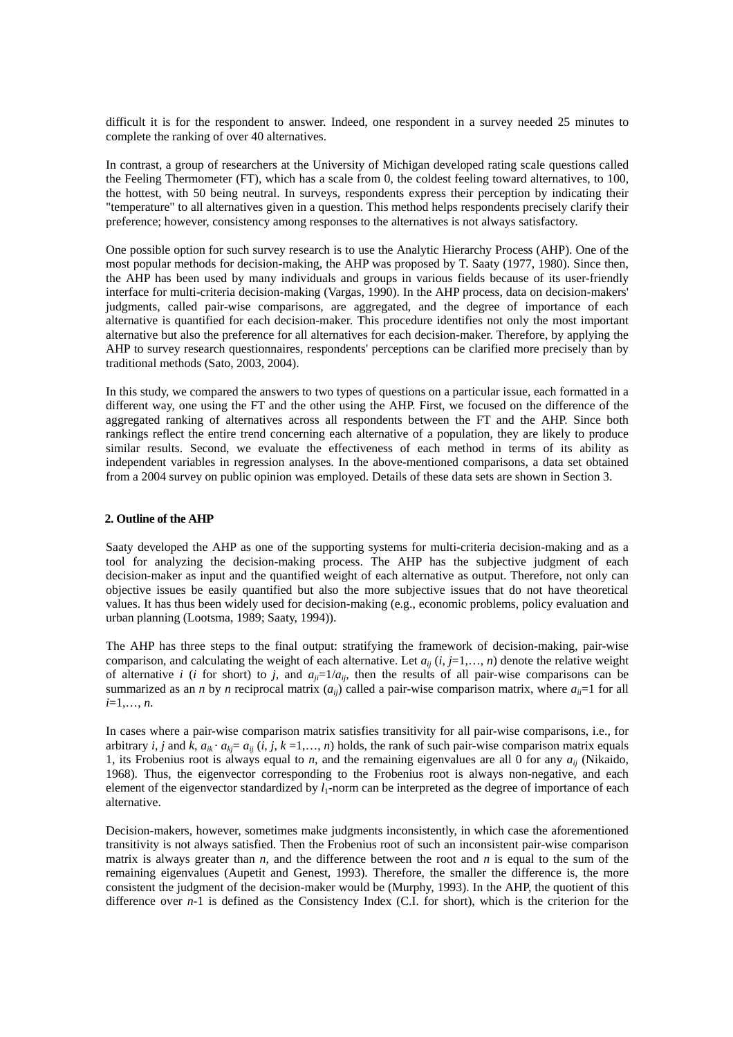difficult it is for the respondent to answer. Indeed, one respondent in a survey needed 25 minutes to complete the ranking of over 40 alternatives.

In contrast, a group of researchers at the University of Michigan developed rating scale questions called the Feeling Thermometer (FT), which has a scale from 0, the coldest feeling toward alternatives, to 100, the hottest, with 50 being neutral. In surveys, respondents express their perception by indicating their "temperature" to all alternatives given in a question. This method helps respondents precisely clarify their preference; however, consistency among responses to the alternatives is not always satisfactory.

One possible option for such survey research is to use the Analytic Hierarchy Process (AHP). One of the most popular methods for decision-making, the AHP was proposed by T. Saaty (1977, 1980). Since then, the AHP has been used by many individuals and groups in various fields because of its user-friendly interface for multi-criteria decision-making (Vargas, 1990). In the AHP process, data on decision-makers' judgments, called pair-wise comparisons, are aggregated, and the degree of importance of each alternative is quantified for each decision-maker. This procedure identifies not only the most important alternative but also the preference for all alternatives for each decision-maker. Therefore, by applying the AHP to survey research questionnaires, respondents' perceptions can be clarified more precisely than by traditional methods (Sato, 2003, 2004).

In this study, we compared the answers to two types of questions on a particular issue, each formatted in a different way, one using the FT and the other using the AHP. First, we focused on the difference of the aggregated ranking of alternatives across all respondents between the FT and the AHP. Since both rankings reflect the entire trend concerning each alternative of a population, they are likely to produce similar results. Second, we evaluate the effectiveness of each method in terms of its ability as independent variables in regression analyses. In the above-mentioned comparisons, a data set obtained from a 2004 survey on public opinion was employed. Details of these data sets are shown in Section 3.

## 2. Outline of the AHP

Saaty developed the AHP as one of the supporting systems for multi-criteria decision-making and as a tool for analyzing the decision-making process. The AHP has the subjective judgment of each decision-maker as input and the quantified weight of each alternative as output. Therefore, not only can objective issues be easily quantified but also the more subjective issues that do not have theoretical values. It has thus been widely used for decision-making (e.g., economic problems, policy evaluation and urban planning (Lootsma, 1989; Saaty, 1994)).

The AHP has three steps to the final output: stratifying the framework of decision-making, pair-wise comparison, and calculating the weight of each alternative. Let $a_{ij}$ ($i, j$=1,…, $n$) denote the relative weight of alternative $i$ ($i$ for short) to $j$, and $a_{ji}=1/a_{ij}$, then the results of all pair-wise comparisons can be summarized as an $n$ by $n$ reciprocal matrix ($a_{ij}$) called a pair-wise comparison matrix, where $a_{ii}$=1 for all $i$=1,…, $n$.

In cases where a pair-wise comparison matrix satisfies transitivity for all pair-wise comparisons, i.e., for arbitrary $i$, $j$ and $k$, $a_{ik} \cdot a_{kj} = a_{ij}$ ($i, j, k$ =1,…, $n$) holds, the rank of such pair-wise comparison matrix equals 1, its Frobenius root is always equal to $n$, and the remaining eigenvalues are all 0 for any $a_{ij}$ (Nikaido, 1968). Thus, the eigenvector corresponding to the Frobenius root is always non-negative, and each element of the eigenvector standardized by $l_1$-norm can be interpreted as the degree of importance of each alternative.

Decision-makers, however, sometimes make judgments inconsistently, in which case the aforementioned transitivity is not always satisfied. Then the Frobenius root of such an inconsistent pair-wise comparison matrix is always greater than $n$, and the difference between the root and $n$ is equal to the sum of the remaining eigenvalues (Aupetit and Genest, 1993). Therefore, the smaller the difference is, the more consistent the judgment of the decision-maker would be (Murphy, 1993). In the AHP, the quotient of this difference over $n$-1 is defined as the Consistency Index (C.I. for short), which is the criterion for the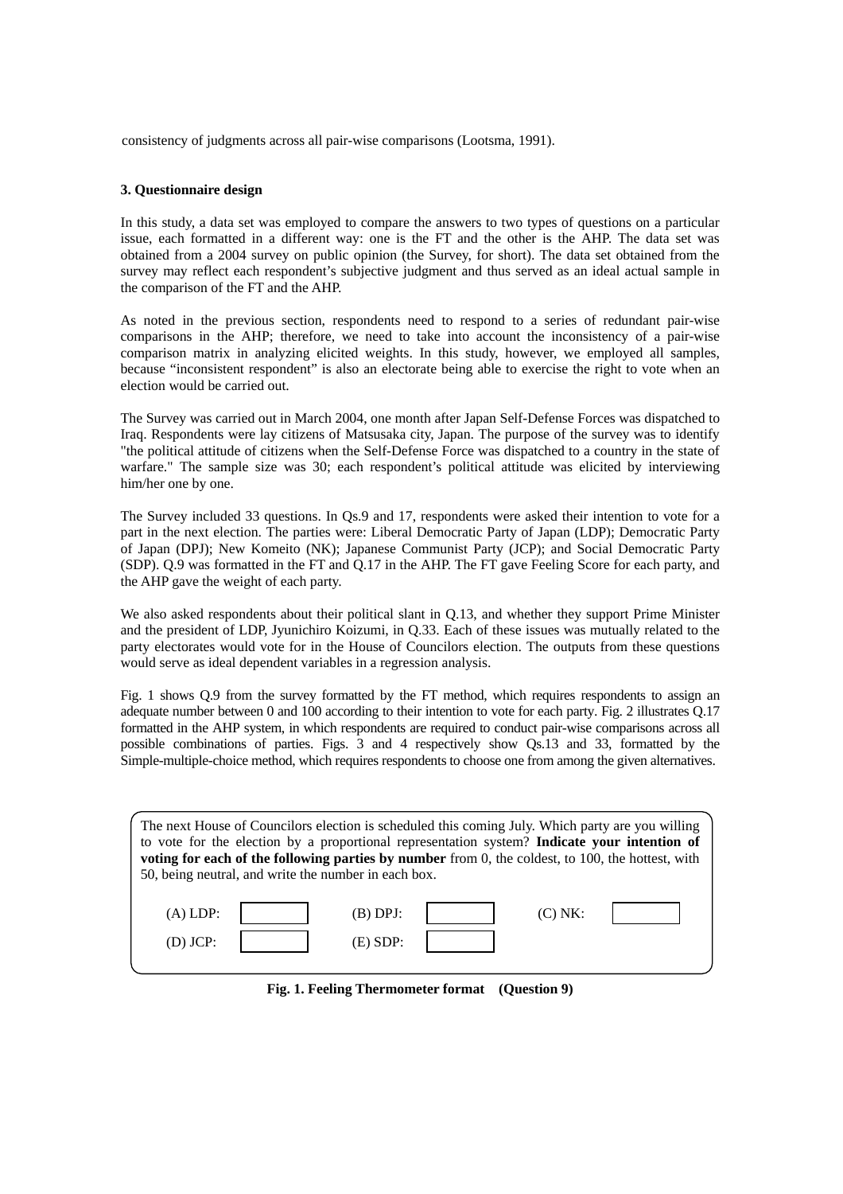consistency of judgments across all pair-wise comparisons (Lootsma, 1991).

### 3. Questionnaire design

In this study, a data set was employed to compare the answers to two types of questions on a particular issue, each formatted in a different way: one is the FT and the other is the AHP. The data set was obtained from a 2004 survey on public opinion (the Survey, for short). The data set obtained from the survey may reflect each respondent's subjective judgment and thus served as an ideal actual sample in the comparison of the FT and the AHP.

As noted in the previous section, respondents need to respond to a series of redundant pair-wise comparisons in the AHP; therefore, we need to take into account the inconsistency of a pair-wise comparison matrix in analyzing elicited weights. In this study, however, we employed all samples, because "inconsistent respondent" is also an electorate being able to exercise the right to vote when an election would be carried out.

The Survey was carried out in March 2004, one month after Japan Self-Defense Forces was dispatched to Iraq. Respondents were lay citizens of Matsusaka city, Japan. The purpose of the survey was to identify "the political attitude of citizens when the Self-Defense Force was dispatched to a country in the state of warfare." The sample size was 30; each respondent's political attitude was elicited by interviewing him/her one by one.

The Survey included 33 questions. In Qs.9 and 17, respondents were asked their intention to vote for a part in the next election. The parties were: Liberal Democratic Party of Japan (LDP); Democratic Party of Japan (DPJ); New Komeito (NK); Japanese Communist Party (JCP); and Social Democratic Party (SDP). Q.9 was formatted in the FT and Q.17 in the AHP. The FT gave Feeling Score for each party, and the AHP gave the weight of each party.

We also asked respondents about their political slant in Q.13, and whether they support Prime Minister and the president of LDP, Jyunichiro Koizumi, in Q.33. Each of these issues was mutually related to the party electorates would vote for in the House of Councilors election. The outputs from these questions would serve as ideal dependent variables in a regression analysis.

Fig. 1 shows Q.9 from the survey formatted by the FT method, which requires respondents to assign an adequate number between 0 and 100 according to their intention to vote for each party. Fig. 2 illustrates Q.17 formatted in the AHP system, in which respondents are required to conduct pair-wise comparisons across all possible combinations of parties. Figs. 3 and 4 respectively show Qs.13 and 33, formatted by the Simple-multiple-choice method, which requires respondents to choose one from among the given alternatives.

The next House of Councilors election is scheduled this coming July. Which party are you willing to vote for the election by a proportional representation system? **Indicate your intention of voting for each of the following parties by number** from 0, the coldest, to 100, the hottest, with 50, being neutral, and write the number in each box.

(A) LDP: [ ]　　(B) DPJ: [ ]　　(C) NK: [ ]

(D) JCP: [ ]　　(E) SDP: [ ]

**Fig. 1. Feeling Thermometer format (Question 9)**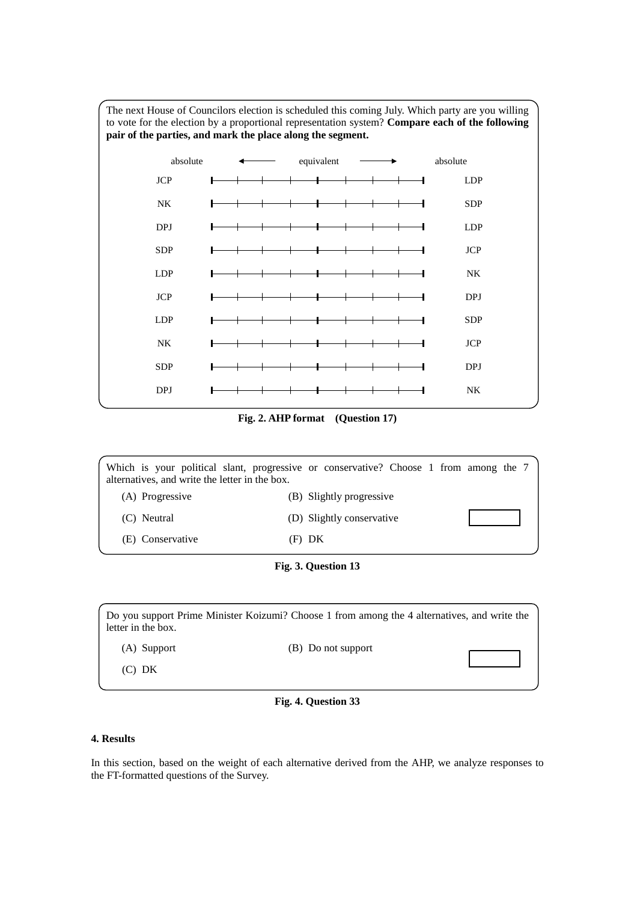The next House of Councilors election is scheduled this coming July. Which party are you willing to vote for the election by a proportional representation system? **Compare each of the following pair of the parties, and mark the place along the segment.**

absolute ← equivalent → absolute

JCP — LDP

NK — SDP

DPJ — LDP

SDP — JCP

LDP — NK

JCP — DPJ

LDP — SDP

NK — JCP

SDP — DPJ

DPJ — NK

**Fig. 2. AHP format (Question 17)**

Which is your political slant, progressive or conservative? Choose 1 from among the 7 alternatives, and write the letter in the box.

(A) Progressive
(B) Slightly progressive
(C) Neutral
(D) Slightly conservative
(E) Conservative
(F) DK

**Fig. 3. Question 13**

Do you support Prime Minister Koizumi? Choose 1 from among the 4 alternatives, and write the letter in the box.

(A) Support
(B) Do not support
(C) DK

**Fig. 4. Question 33**

## 4. Results

In this section, based on the weight of each alternative derived from the AHP, we analyze responses to the FT-formatted questions of the Survey.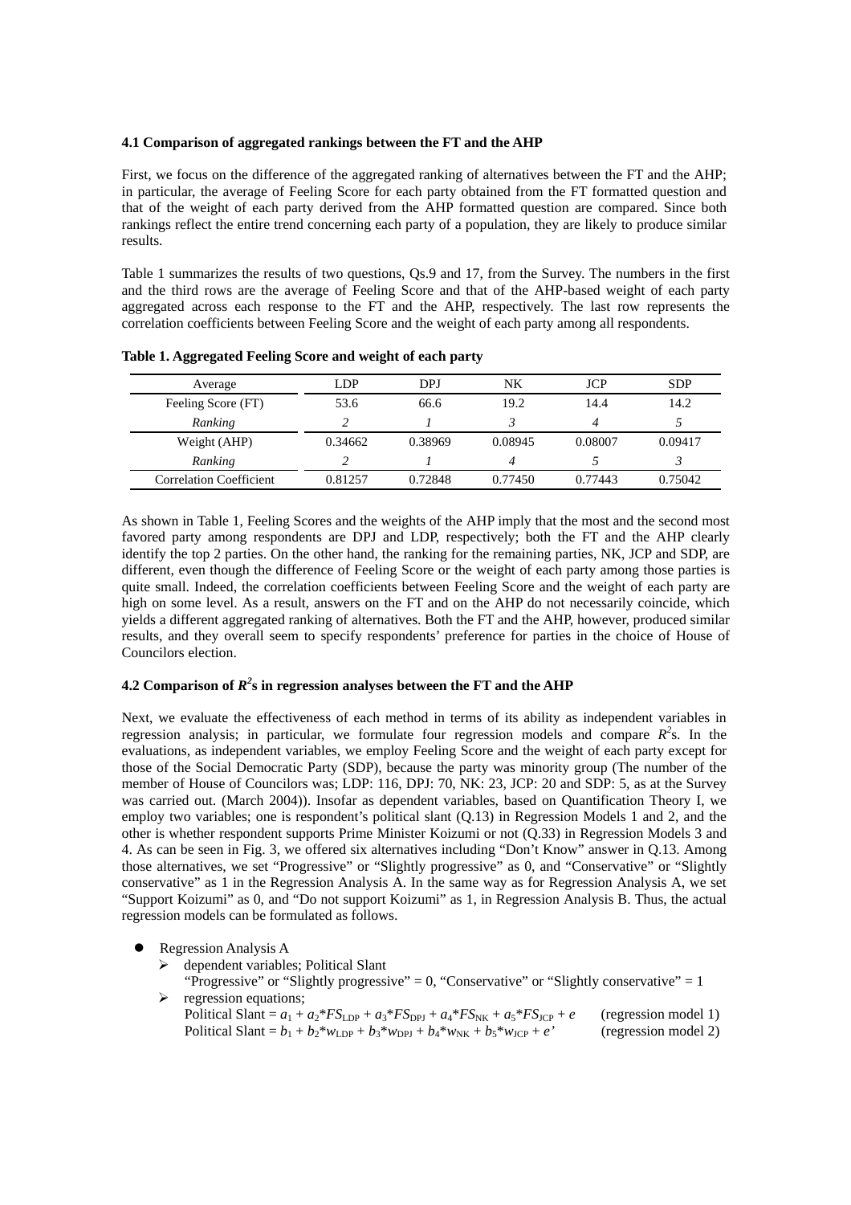### 4.1 Comparison of aggregated rankings between the FT and the AHP

First, we focus on the difference of the aggregated ranking of alternatives between the FT and the AHP; in particular, the average of Feeling Score for each party obtained from the FT formatted question and that of the weight of each party derived from the AHP formatted question are compared. Since both rankings reflect the entire trend concerning each party of a population, they are likely to produce similar results.

Table 1 summarizes the results of two questions, Qs.9 and 17, from the Survey. The numbers in the first and the third rows are the average of Feeling Score and that of the AHP-based weight of each party aggregated across each response to the FT and the AHP, respectively. The last row represents the correlation coefficients between Feeling Score and the weight of each party among all respondents.

**Table 1. Aggregated Feeling Score and weight of each party**

| Average | LDP | DPJ | NK | JCP | SDP |
|---|---|---|---|---|---|
| Feeling Score (FT) | 53.6 | 66.6 | 19.2 | 14.4 | 14.2 |
| *Ranking* | *2* | *1* | *3* | *4* | *5* |
| Weight (AHP) | 0.34662 | 0.38969 | 0.08945 | 0.08007 | 0.09417 |
| *Ranking* | *2* | *1* | *4* | *5* | *3* |
| Correlation Coefficient | 0.81257 | 0.72848 | 0.77450 | 0.77443 | 0.75042 |

As shown in Table 1, Feeling Scores and the weights of the AHP imply that the most and the second most favored party among respondents are DPJ and LDP, respectively; both the FT and the AHP clearly identify the top 2 parties. On the other hand, the ranking for the remaining parties, NK, JCP and SDP, are different, even though the difference of Feeling Score or the weight of each party among those parties is quite small. Indeed, the correlation coefficients between Feeling Score and the weight of each party are high on some level. As a result, answers on the FT and on the AHP do not necessarily coincide, which yields a different aggregated ranking of alternatives. Both the FT and the AHP, however, produced similar results, and they overall seem to specify respondents' preference for parties in the choice of House of Councilors election.

### 4.2 Comparison of $R^2$s in regression analyses between the FT and the AHP

Next, we evaluate the effectiveness of each method in terms of its ability as independent variables in regression analysis; in particular, we formulate four regression models and compare $R^2$s. In the evaluations, as independent variables, we employ Feeling Score and the weight of each party except for those of the Social Democratic Party (SDP), because the party was minority group (The number of the member of House of Councilors was; LDP: 116, DPJ: 70, NK: 23, JCP: 20 and SDP: 5, as at the Survey was carried out. (March 2004)). Insofar as dependent variables, based on Quantification Theory I, we employ two variables; one is respondent's political slant (Q.13) in Regression Models 1 and 2, and the other is whether respondent supports Prime Minister Koizumi or not (Q.33) in Regression Models 3 and 4. As can be seen in Fig. 3, we offered six alternatives including "Don't Know" answer in Q.13. Among those alternatives, we set "Progressive" or "Slightly progressive" as 0, and "Conservative" or "Slightly conservative" as 1 in the Regression Analysis A. In the same way as for Regression Analysis A, we set "Support Koizumi" as 0, and "Do not support Koizumi" as 1, in Regression Analysis B. Thus, the actual regression models can be formulated as follows.

- Regression Analysis A
  - dependent variables; Political Slant
    "Progressive" or "Slightly progressive" = 0, "Conservative" or "Slightly conservative" = 1
  - regression equations;
    Political Slant = $a_1 + a_2*FS_{LDP} + a_3*FS_{DPJ} + a_4*FS_{NK} + a_5*FS_{JCP} + e$ (regression model 1)
    Political Slant = $b_1 + b_2*w_{LDP} + b_3*w_{DPJ} + b_4*w_{NK} + b_5*w_{JCP} + e'$ (regression model 2)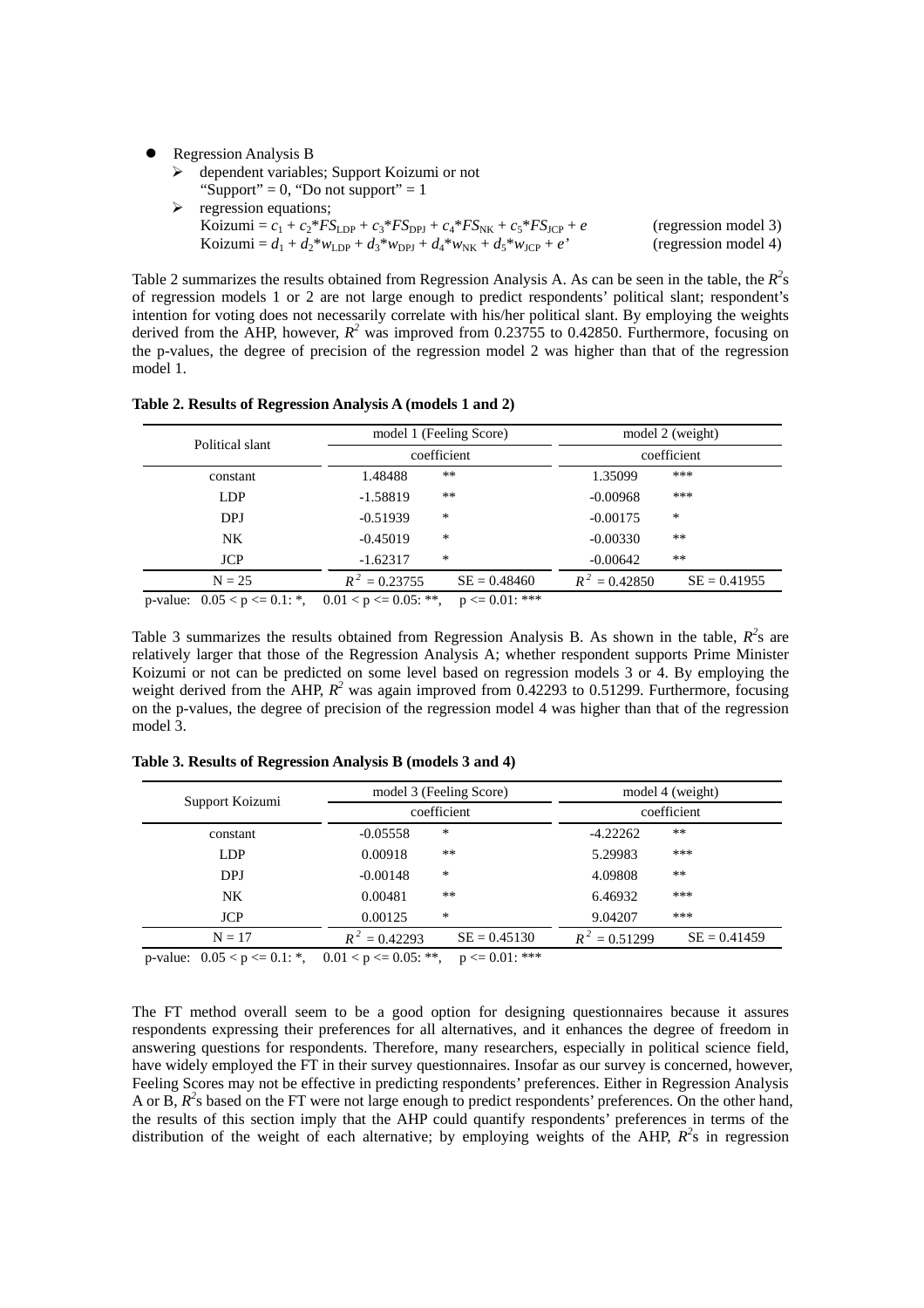- Regression Analysis B
  - dependent variables; Support Koizumi or not
    "Support" = 0, "Do not support" = 1
  - regression equations;
    $\text{Koizumi} = c_1 + c_2*FS_{\text{LDP}} + c_3*FS_{\text{DPJ}} + c_4*FS_{\text{NK}} + c_5*FS_{\text{JCP}} + e$ (regression model 3)
    $\text{Koizumi} = d_1 + d_2*w_{\text{LDP}} + d_3*w_{\text{DPJ}} + d_4*w_{\text{NK}} + d_5*w_{\text{JCP}} + e'$ (regression model 4)

Table 2 summarizes the results obtained from Regression Analysis A. As can be seen in the table, the $R^2$s of regression models 1 or 2 are not large enough to predict respondents' political slant; respondent's intention for voting does not necessarily correlate with his/her political slant. By employing the weights derived from the AHP, however, $R^2$ was improved from 0.23755 to 0.42850. Furthermore, focusing on the p-values, the degree of precision of the regression model 2 was higher than that of the regression model 1.

**Table 2. Results of Regression Analysis A (models 1 and 2)**

| Political slant | model 1 (Feeling Score) | | model 2 (weight) | |
|---|---|---|---|---|
| | coefficient | | coefficient | |
| constant | 1.48488 | ** | 1.35099 | *** |
| LDP | -1.58819 | ** | -0.00968 | *** |
| DPJ | -0.51939 | * | -0.00175 | * |
| NK | -0.45019 | * | -0.00330 | ** |
| JCP | -1.62317 | * | -0.00642 | ** |
| N = 25 | $R^2 = 0.23755$ | SE = 0.48460 | $R^2 = 0.42850$ | SE = 0.41955 |

p-value: $0.05 < p <= 0.1$: *, $0.01 < p <= 0.05$: **, $p <= 0.01$: ***

Table 3 summarizes the results obtained from Regression Analysis B. As shown in the table, $R^2$s are relatively larger that those of the Regression Analysis A; whether respondent supports Prime Minister Koizumi or not can be predicted on some level based on regression models 3 or 4. By employing the weight derived from the AHP, $R^2$ was again improved from 0.42293 to 0.51299. Furthermore, focusing on the p-values, the degree of precision of the regression model 4 was higher than that of the regression model 3.

**Table 3. Results of Regression Analysis B (models 3 and 4)**

| Support Koizumi | model 3 (Feeling Score) | | model 4 (weight) | |
|---|---|---|---|---|
| | coefficient | | coefficient | |
| constant | -0.05558 | * | -4.22262 | ** |
| LDP | 0.00918 | ** | 5.29983 | *** |
| DPJ | -0.00148 | * | 4.09808 | ** |
| NK | 0.00481 | ** | 6.46932 | *** |
| JCP | 0.00125 | * | 9.04207 | *** |
| N = 17 | $R^2 = 0.42293$ | SE = 0.45130 | $R^2 = 0.51299$ | SE = 0.41459 |

p-value: $0.05 < p <= 0.1$: *, $0.01 < p <= 0.05$: **, $p <= 0.01$: ***

The FT method overall seem to be a good option for designing questionnaires because it assures respondents expressing their preferences for all alternatives, and it enhances the degree of freedom in answering questions for respondents. Therefore, many researchers, especially in political science field, have widely employed the FT in their survey questionnaires. Insofar as our survey is concerned, however, Feeling Scores may not be effective in predicting respondents' preferences. Either in Regression Analysis A or B, $R^2$s based on the FT were not large enough to predict respondents' preferences. On the other hand, the results of this section imply that the AHP could quantify respondents' preferences in terms of the distribution of the weight of each alternative; by employing weights of the AHP, $R^2$s in regression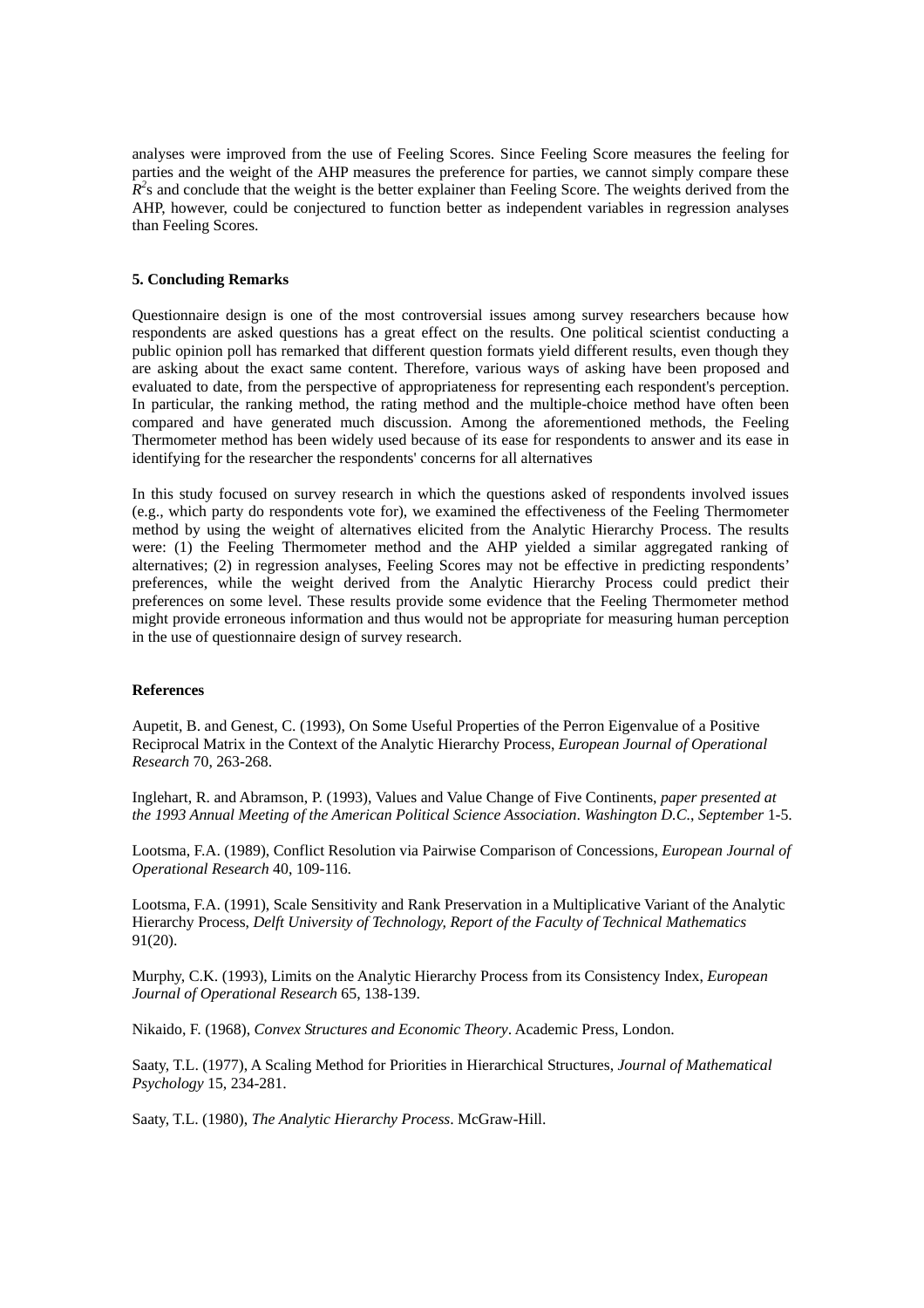analyses were improved from the use of Feeling Scores. Since Feeling Score measures the feeling for parties and the weight of the AHP measures the preference for parties, we cannot simply compare these $R^2$s and conclude that the weight is the better explainer than Feeling Score. The weights derived from the AHP, however, could be conjectured to function better as independent variables in regression analyses than Feeling Scores.

**5. Concluding Remarks**

Questionnaire design is one of the most controversial issues among survey researchers because how respondents are asked questions has a great effect on the results. One political scientist conducting a public opinion poll has remarked that different question formats yield different results, even though they are asking about the exact same content. Therefore, various ways of asking have been proposed and evaluated to date, from the perspective of appropriateness for representing each respondent's perception. In particular, the ranking method, the rating method and the multiple-choice method have often been compared and have generated much discussion. Among the aforementioned methods, the Feeling Thermometer method has been widely used because of its ease for respondents to answer and its ease in identifying for the researcher the respondents' concerns for all alternatives

In this study focused on survey research in which the questions asked of respondents involved issues (e.g., which party do respondents vote for), we examined the effectiveness of the Feeling Thermometer method by using the weight of alternatives elicited from the Analytic Hierarchy Process. The results were: (1) the Feeling Thermometer method and the AHP yielded a similar aggregated ranking of alternatives; (2) in regression analyses, Feeling Scores may not be effective in predicting respondents' preferences, while the weight derived from the Analytic Hierarchy Process could predict their preferences on some level. These results provide some evidence that the Feeling Thermometer method might provide erroneous information and thus would not be appropriate for measuring human perception in the use of questionnaire design of survey research.

**References**

Aupetit, B. and Genest, C. (1993), On Some Useful Properties of the Perron Eigenvalue of a Positive Reciprocal Matrix in the Context of the Analytic Hierarchy Process, *European Journal of Operational Research* 70, 263-268.

Inglehart, R. and Abramson, P. (1993), Values and Value Change of Five Continents, *paper presented at the 1993 Annual Meeting of the American Political Science Association*. *Washington D.C., September* 1-5.

Lootsma, F.A. (1989), Conflict Resolution via Pairwise Comparison of Concessions, *European Journal of Operational Research* 40, 109-116.

Lootsma, F.A. (1991), Scale Sensitivity and Rank Preservation in a Multiplicative Variant of the Analytic Hierarchy Process, *Delft University of Technology, Report of the Faculty of Technical Mathematics* 91(20).

Murphy, C.K. (1993), Limits on the Analytic Hierarchy Process from its Consistency Index, *European Journal of Operational Research* 65, 138-139.

Nikaido, F. (1968), *Convex Structures and Economic Theory*. Academic Press, London.

Saaty, T.L. (1977), A Scaling Method for Priorities in Hierarchical Structures, *Journal of Mathematical Psychology* 15, 234-281.

Saaty, T.L. (1980), *The Analytic Hierarchy Process*. McGraw-Hill.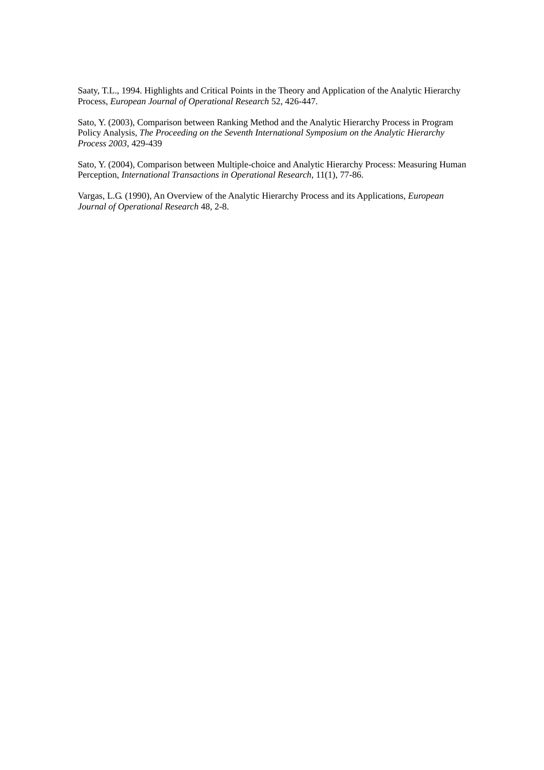Saaty, T.L., 1994. Highlights and Critical Points in the Theory and Application of the Analytic Hierarchy Process, *European Journal of Operational Research* 52, 426-447.

Sato, Y. (2003), Comparison between Ranking Method and the Analytic Hierarchy Process in Program Policy Analysis, *The Proceeding on the Seventh International Symposium on the Analytic Hierarchy Process 2003*, 429-439

Sato, Y. (2004), Comparison between Multiple-choice and Analytic Hierarchy Process: Measuring Human Perception, *International Transactions in Operational Research*, 11(1), 77-86.

Vargas, L.G. (1990), An Overview of the Analytic Hierarchy Process and its Applications, *European Journal of Operational Research* 48, 2-8.